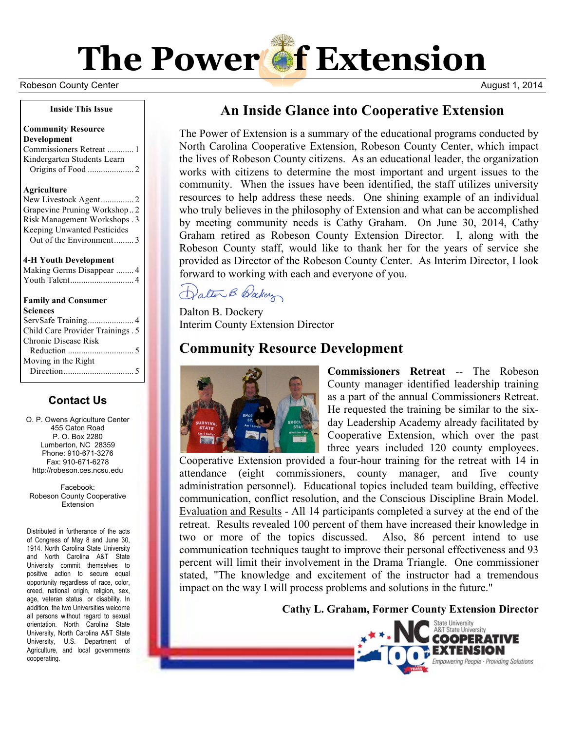# The Power of Extension

Robeson County Center

August 1, 2014

**Inside This Issue**

**Community Resource Development**
- Commissioners Retreat ............ 1
- Kindergarten Students Learn Origins of Food ..................... 2

**Agriculture**
- New Livestock Agent............... 2
- Grapevine Pruning Workshop.. 2
- Risk Management Workshops . 3
- Keeping Unwanted Pesticides Out of the Environment......... 3

**4-H Youth Development**
- Making Germs Disappear ........ 4
- Youth Talent............................ 4

**Family and Consumer Sciences**
- ServSafe Training..................... 4
- Child Care Provider Trainings . 5
- Chronic Disease Risk Reduction .............................. 5
- Moving in the Right Direction................................ 5

## Contact Us

O. P. Owens Agriculture Center
455 Caton Road
P. O. Box 2280
Lumberton, NC 28359
Phone: 910-671-3276
Fax: 910-671-6278
http://robeson.ces.ncsu.edu

Facebook:
Robeson County Cooperative Extension

Distributed in furtherance of the acts of Congress of May 8 and June 30, 1914. North Carolina State University and North Carolina A&T State University commit themselves to positive action to secure equal opportunity regardless of race, color, creed, national origin, religion, sex, age, veteran status, or disability. In addition, the two Universities welcome all persons without regard to sexual orientation. North Carolina State University, North Carolina A&T State University, U.S. Department of Agriculture, and local governments cooperating.

## An Inside Glance into Cooperative Extension

The Power of Extension is a summary of the educational programs conducted by North Carolina Cooperative Extension, Robeson County Center, which impact the lives of Robeson County citizens. As an educational leader, the organization works with citizens to determine the most important and urgent issues to the community. When the issues have been identified, the staff utilizes university resources to help address these needs. One shining example of an individual who truly believes in the philosophy of Extension and what can be accomplished by meeting community needs is Cathy Graham. On June 30, 2014, Cathy Graham retired as Robeson County Extension Director. I, along with the Robeson County staff, would like to thank her for the years of service she provided as Director of the Robeson County Center. As Interim Director, I look forward to working with each and everyone of you.

Dalton B. Dockery
Interim County Extension Director

## Community Resource Development

**Commissioners Retreat** -- The Robeson County manager identified leadership training as a part of the annual Commissioners Retreat. He requested the training be similar to the six-day Leadership Academy already facilitated by Cooperative Extension, which over the past three years included 120 county employees. Cooperative Extension provided a four-hour training for the retreat with 14 in attendance (eight commissioners, county manager, and five county administration personnel). Educational topics included team building, effective communication, conflict resolution, and the Conscious Discipline Brain Model. Evaluation and Results - All 14 participants completed a survey at the end of the retreat. Results revealed 100 percent of them have increased their knowledge in two or more of the topics discussed. Also, 86 percent intend to use communication techniques taught to improve their personal effectiveness and 93 percent will limit their involvement in the Drama Triangle. One commissioner stated, "The knowledge and excitement of the instructor had a tremendous impact on the way I will process problems and solutions in the future."

**Cathy L. Graham, Former County Extension Director**

NC State University A&T State University COOPERATIVE EXTENSION
Empowering People · Providing Solutions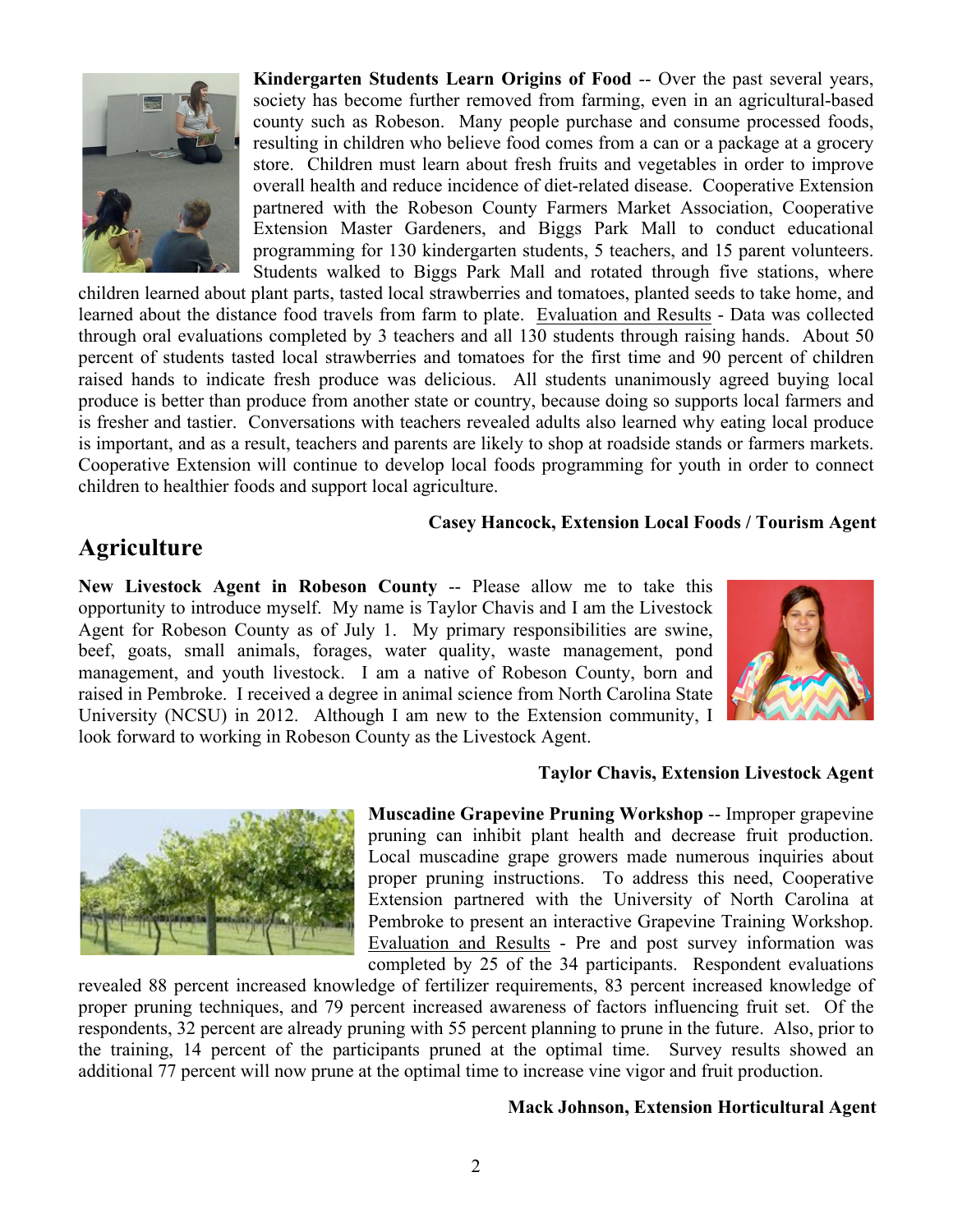**Kindergarten Students Learn Origins of Food** -- Over the past several years, society has become further removed from farming, even in an agricultural-based county such as Robeson. Many people purchase and consume processed foods, resulting in children who believe food comes from a can or a package at a grocery store. Children must learn about fresh fruits and vegetables in order to improve overall health and reduce incidence of diet-related disease. Cooperative Extension partnered with the Robeson County Farmers Market Association, Cooperative Extension Master Gardeners, and Biggs Park Mall to conduct educational programming for 130 kindergarten students, 5 teachers, and 15 parent volunteers. Students walked to Biggs Park Mall and rotated through five stations, where children learned about plant parts, tasted local strawberries and tomatoes, planted seeds to take home, and learned about the distance food travels from farm to plate. Evaluation and Results - Data was collected through oral evaluations completed by 3 teachers and all 130 students through raising hands. About 50 percent of students tasted local strawberries and tomatoes for the first time and 90 percent of children raised hands to indicate fresh produce was delicious. All students unanimously agreed buying local produce is better than produce from another state or country, because doing so supports local farmers and is fresher and tastier. Conversations with teachers revealed adults also learned why eating local produce is important, and as a result, teachers and parents are likely to shop at roadside stands or farmers markets. Cooperative Extension will continue to develop local foods programming for youth in order to connect children to healthier foods and support local agriculture.

**Casey Hancock, Extension Local Foods / Tourism Agent**

## Agriculture

**New Livestock Agent in Robeson County** -- Please allow me to take this opportunity to introduce myself. My name is Taylor Chavis and I am the Livestock Agent for Robeson County as of July 1. My primary responsibilities are swine, beef, goats, small animals, forages, water quality, waste management, pond management, and youth livestock. I am a native of Robeson County, born and raised in Pembroke. I received a degree in animal science from North Carolina State University (NCSU) in 2012. Although I am new to the Extension community, I look forward to working in Robeson County as the Livestock Agent.

**Taylor Chavis, Extension Livestock Agent**

**Muscadine Grapevine Pruning Workshop** -- Improper grapevine pruning can inhibit plant health and decrease fruit production. Local muscadine grape growers made numerous inquiries about proper pruning instructions. To address this need, Cooperative Extension partnered with the University of North Carolina at Pembroke to present an interactive Grapevine Training Workshop. Evaluation and Results - Pre and post survey information was completed by 25 of the 34 participants. Respondent evaluations revealed 88 percent increased knowledge of fertilizer requirements, 83 percent increased knowledge of proper pruning techniques, and 79 percent increased awareness of factors influencing fruit set. Of the respondents, 32 percent are already pruning with 55 percent planning to prune in the future. Also, prior to the training, 14 percent of the participants pruned at the optimal time. Survey results showed an additional 77 percent will now prune at the optimal time to increase vine vigor and fruit production.

**Mack Johnson, Extension Horticultural Agent**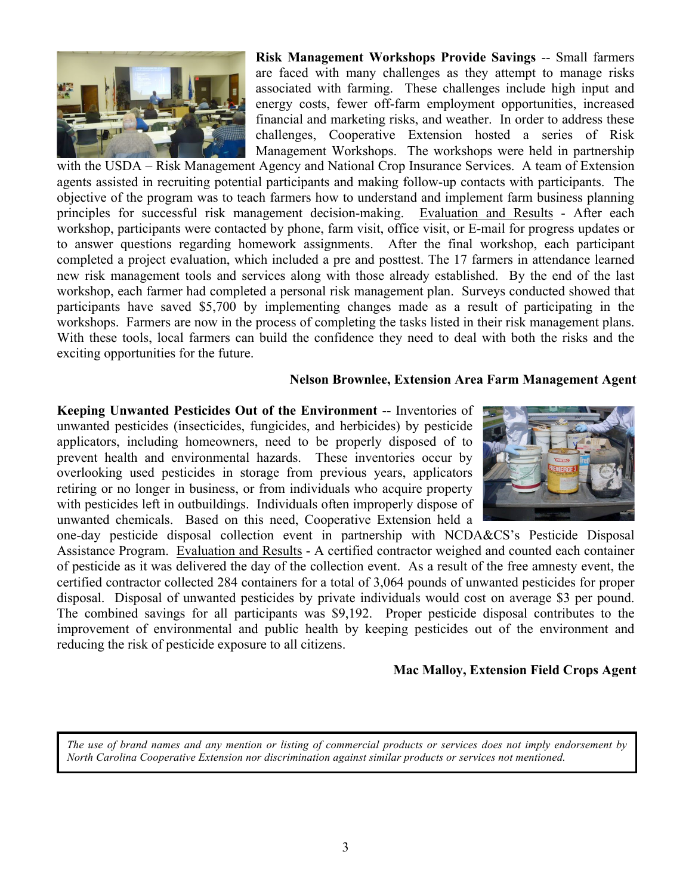**Risk Management Workshops Provide Savings** -- Small farmers are faced with many challenges as they attempt to manage risks associated with farming. These challenges include high input and energy costs, fewer off-farm employment opportunities, increased financial and marketing risks, and weather. In order to address these challenges, Cooperative Extension hosted a series of Risk Management Workshops. The workshops were held in partnership with the USDA – Risk Management Agency and National Crop Insurance Services. A team of Extension agents assisted in recruiting potential participants and making follow-up contacts with participants. The objective of the program was to teach farmers how to understand and implement farm business planning principles for successful risk management decision-making. Evaluation and Results - After each workshop, participants were contacted by phone, farm visit, office visit, or E-mail for progress updates or to answer questions regarding homework assignments. After the final workshop, each participant completed a project evaluation, which included a pre and posttest. The 17 farmers in attendance learned new risk management tools and services along with those already established. By the end of the last workshop, each farmer had completed a personal risk management plan. Surveys conducted showed that participants have saved $5,700 by implementing changes made as a result of participating in the workshops. Farmers are now in the process of completing the tasks listed in their risk management plans. With these tools, local farmers can build the confidence they need to deal with both the risks and the exciting opportunities for the future.

**Nelson Brownlee, Extension Area Farm Management Agent**

**Keeping Unwanted Pesticides Out of the Environment** -- Inventories of unwanted pesticides (insecticides, fungicides, and herbicides) by pesticide applicators, including homeowners, need to be properly disposed of to prevent health and environmental hazards. These inventories occur by overlooking used pesticides in storage from previous years, applicators retiring or no longer in business, or from individuals who acquire property with pesticides left in outbuildings. Individuals often improperly dispose of unwanted chemicals. Based on this need, Cooperative Extension held a one-day pesticide disposal collection event in partnership with NCDA&CS's Pesticide Disposal Assistance Program. Evaluation and Results - A certified contractor weighed and counted each container of pesticide as it was delivered the day of the collection event. As a result of the free amnesty event, the certified contractor collected 284 containers for a total of 3,064 pounds of unwanted pesticides for proper disposal. Disposal of unwanted pesticides by private individuals would cost on average $3 per pound. The combined savings for all participants was $9,192. Proper pesticide disposal contributes to the improvement of environmental and public health by keeping pesticides out of the environment and reducing the risk of pesticide exposure to all citizens.

**Mac Malloy, Extension Field Crops Agent**

*The use of brand names and any mention or listing of commercial products or services does not imply endorsement by North Carolina Cooperative Extension nor discrimination against similar products or services not mentioned.*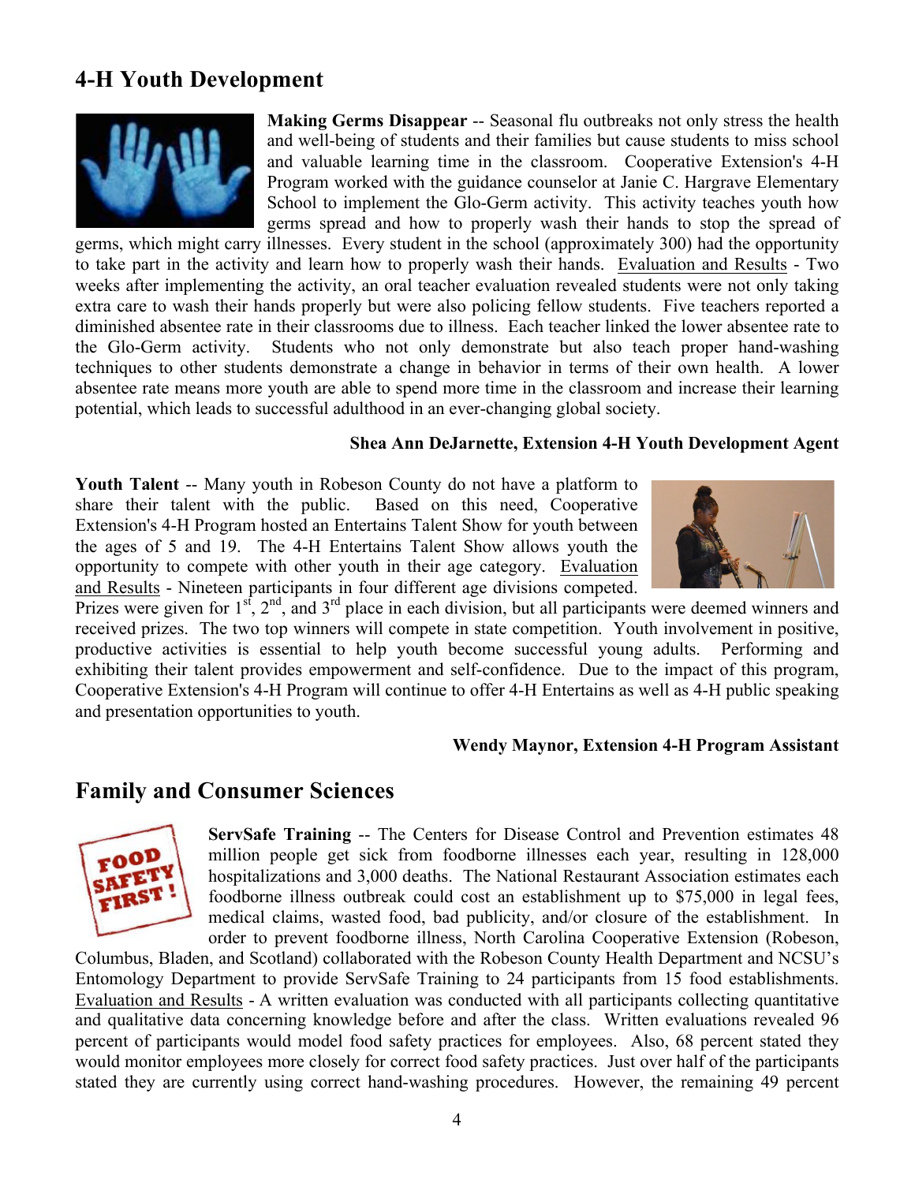## 4-H Youth Development

**Making Germs Disappear** -- Seasonal flu outbreaks not only stress the health and well-being of students and their families but cause students to miss school and valuable learning time in the classroom. Cooperative Extension's 4-H Program worked with the guidance counselor at Janie C. Hargrave Elementary School to implement the Glo-Germ activity. This activity teaches youth how germs spread and how to properly wash their hands to stop the spread of germs, which might carry illnesses. Every student in the school (approximately 300) had the opportunity to take part in the activity and learn how to properly wash their hands. Evaluation and Results - Two weeks after implementing the activity, an oral teacher evaluation revealed students were not only taking extra care to wash their hands properly but were also policing fellow students. Five teachers reported a diminished absentee rate in their classrooms due to illness. Each teacher linked the lower absentee rate to the Glo-Germ activity. Students who not only demonstrate but also teach proper hand-washing techniques to other students demonstrate a change in behavior in terms of their own health. A lower absentee rate means more youth are able to spend more time in the classroom and increase their learning potential, which leads to successful adulthood in an ever-changing global society.

**Shea Ann DeJarnette, Extension 4-H Youth Development Agent**

**Youth Talent** -- Many youth in Robeson County do not have a platform to share their talent with the public. Based on this need, Cooperative Extension's 4-H Program hosted an Entertains Talent Show for youth between the ages of 5 and 19. The 4-H Entertains Talent Show allows youth the opportunity to compete with other youth in their age category. Evaluation and Results - Nineteen participants in four different age divisions competed. Prizes were given for 1st, 2nd, and 3rd place in each division, but all participants were deemed winners and received prizes. The two top winners will compete in state competition. Youth involvement in positive, productive activities is essential to help youth become successful young adults. Performing and exhibiting their talent provides empowerment and self-confidence. Due to the impact of this program, Cooperative Extension's 4-H Program will continue to offer 4-H Entertains as well as 4-H public speaking and presentation opportunities to youth.

**Wendy Maynor, Extension 4-H Program Assistant**

## Family and Consumer Sciences

**ServSafe Training** -- The Centers for Disease Control and Prevention estimates 48 million people get sick from foodborne illnesses each year, resulting in 128,000 hospitalizations and 3,000 deaths. The National Restaurant Association estimates each foodborne illness outbreak could cost an establishment up to $75,000 in legal fees, medical claims, wasted food, bad publicity, and/or closure of the establishment. In order to prevent foodborne illness, North Carolina Cooperative Extension (Robeson, Columbus, Bladen, and Scotland) collaborated with the Robeson County Health Department and NCSU's Entomology Department to provide ServSafe Training to 24 participants from 15 food establishments. Evaluation and Results - A written evaluation was conducted with all participants collecting quantitative and qualitative data concerning knowledge before and after the class. Written evaluations revealed 96 percent of participants would model food safety practices for employees. Also, 68 percent stated they would monitor employees more closely for correct food safety practices. Just over half of the participants stated they are currently using correct hand-washing procedures. However, the remaining 49 percent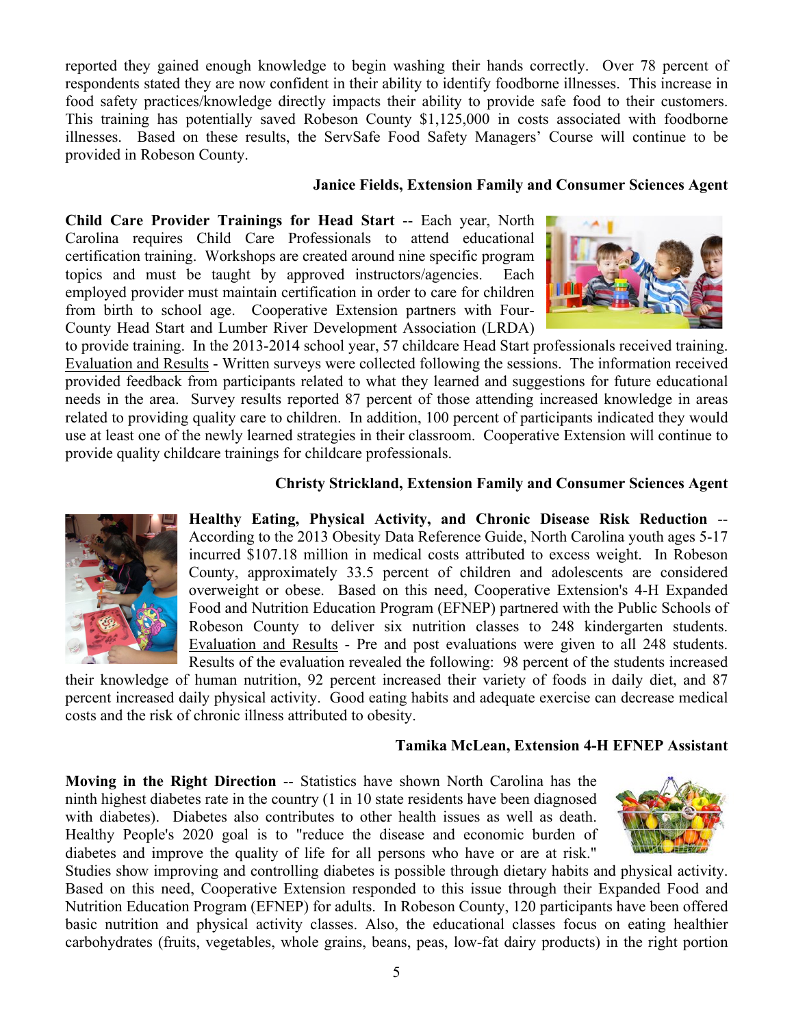reported they gained enough knowledge to begin washing their hands correctly. Over 78 percent of respondents stated they are now confident in their ability to identify foodborne illnesses. This increase in food safety practices/knowledge directly impacts their ability to provide safe food to their customers. This training has potentially saved Robeson County $1,125,000 in costs associated with foodborne illnesses. Based on these results, the ServSafe Food Safety Managers' Course will continue to be provided in Robeson County.

**Janice Fields, Extension Family and Consumer Sciences Agent**

**Child Care Provider Trainings for Head Start** -- Each year, North Carolina requires Child Care Professionals to attend educational certification training. Workshops are created around nine specific program topics and must be taught by approved instructors/agencies. Each employed provider must maintain certification in order to care for children from birth to school age. Cooperative Extension partners with Four-County Head Start and Lumber River Development Association (LRDA) to provide training. In the 2013-2014 school year, 57 childcare Head Start professionals received training. Evaluation and Results - Written surveys were collected following the sessions. The information received provided feedback from participants related to what they learned and suggestions for future educational needs in the area. Survey results reported 87 percent of those attending increased knowledge in areas related to providing quality care to children. In addition, 100 percent of participants indicated they would use at least one of the newly learned strategies in their classroom. Cooperative Extension will continue to provide quality childcare trainings for childcare professionals.

**Christy Strickland, Extension Family and Consumer Sciences Agent**

**Healthy Eating, Physical Activity, and Chronic Disease Risk Reduction** -- According to the 2013 Obesity Data Reference Guide, North Carolina youth ages 5-17 incurred $107.18 million in medical costs attributed to excess weight. In Robeson County, approximately 33.5 percent of children and adolescents are considered overweight or obese. Based on this need, Cooperative Extension's 4-H Expanded Food and Nutrition Education Program (EFNEP) partnered with the Public Schools of Robeson County to deliver six nutrition classes to 248 kindergarten students. Evaluation and Results - Pre and post evaluations were given to all 248 students. Results of the evaluation revealed the following: 98 percent of the students increased their knowledge of human nutrition, 92 percent increased their variety of foods in daily diet, and 87 percent increased daily physical activity. Good eating habits and adequate exercise can decrease medical costs and the risk of chronic illness attributed to obesity.

**Tamika McLean, Extension 4-H EFNEP Assistant**

**Moving in the Right Direction** -- Statistics have shown North Carolina has the ninth highest diabetes rate in the country (1 in 10 state residents have been diagnosed with diabetes). Diabetes also contributes to other health issues as well as death. Healthy People's 2020 goal is to "reduce the disease and economic burden of diabetes and improve the quality of life for all persons who have or are at risk." Studies show improving and controlling diabetes is possible through dietary habits and physical activity. Based on this need, Cooperative Extension responded to this issue through their Expanded Food and Nutrition Education Program (EFNEP) for adults. In Robeson County, 120 participants have been offered basic nutrition and physical activity classes. Also, the educational classes focus on eating healthier carbohydrates (fruits, vegetables, whole grains, beans, peas, low-fat dairy products) in the right portion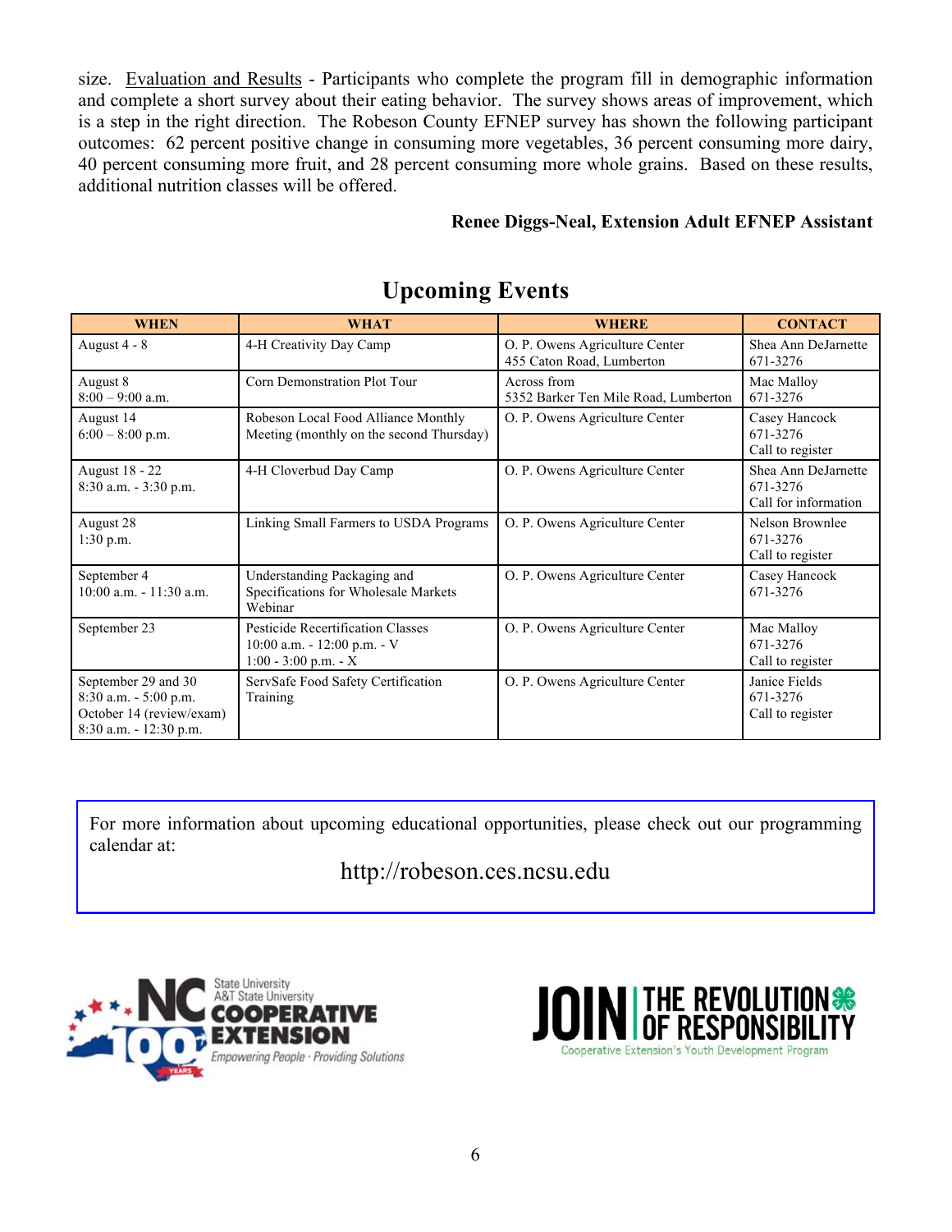size. Evaluation and Results - Participants who complete the program fill in demographic information and complete a short survey about their eating behavior. The survey shows areas of improvement, which is a step in the right direction. The Robeson County EFNEP survey has shown the following participant outcomes: 62 percent positive change in consuming more vegetables, 36 percent consuming more dairy, 40 percent consuming more fruit, and 28 percent consuming more whole grains. Based on these results, additional nutrition classes will be offered.

**Renee Diggs-Neal, Extension Adult EFNEP Assistant**

## Upcoming Events

| WHEN | WHAT | WHERE | CONTACT |
|---|---|---|---|
| August 4 - 8 | 4-H Creativity Day Camp | O. P. Owens Agriculture Center<br>455 Caton Road, Lumberton | Shea Ann DeJarnette<br>671-3276 |
| August 8<br>8:00 – 9:00 a.m. | Corn Demonstration Plot Tour | Across from<br>5352 Barker Ten Mile Road, Lumberton | Mac Malloy<br>671-3276 |
| August 14<br>6:00 – 8:00 p.m. | Robeson Local Food Alliance Monthly Meeting (monthly on the second Thursday) | O. P. Owens Agriculture Center | Casey Hancock<br>671-3276<br>Call to register |
| August 18 - 22<br>8:30 a.m. - 3:30 p.m. | 4-H Cloverbud Day Camp | O. P. Owens Agriculture Center | Shea Ann DeJarnette<br>671-3276<br>Call for information |
| August 28<br>1:30 p.m. | Linking Small Farmers to USDA Programs | O. P. Owens Agriculture Center | Nelson Brownlee<br>671-3276<br>Call to register |
| September 4<br>10:00 a.m. - 11:30 a.m. | Understanding Packaging and Specifications for Wholesale Markets Webinar | O. P. Owens Agriculture Center | Casey Hancock<br>671-3276 |
| September 23 | Pesticide Recertification Classes<br>10:00 a.m. - 12:00 p.m. - V<br>1:00 - 3:00 p.m. - X | O. P. Owens Agriculture Center | Mac Malloy<br>671-3276<br>Call to register |
| September 29 and 30<br>8:30 a.m. - 5:00 p.m.<br>October 14 (review/exam)<br>8:30 a.m. - 12:30 p.m. | ServSafe Food Safety Certification Training | O. P. Owens Agriculture Center | Janice Fields<br>671-3276<br>Call to register |

For more information about upcoming educational opportunities, please check out our programming calendar at:

http://robeson.ces.ncsu.edu

NC State University A&T State University COOPERATIVE EXTENSION 100 YEARS Empowering People · Providing Solutions

JOIN THE REVOLUTION OF RESPONSIBILITY
Cooperative Extension's Youth Development Program